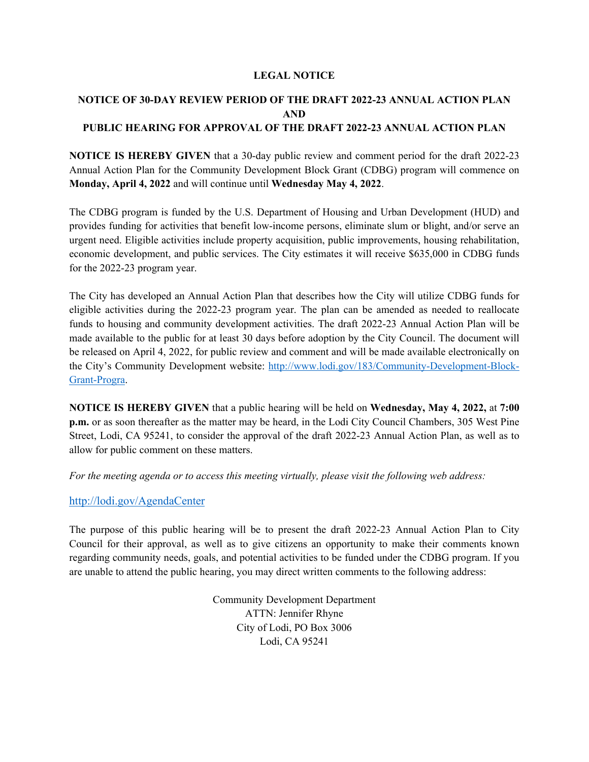**LEGAL NOTICE**

**NOTICE OF 30-DAY REVIEW PERIOD OF THE DRAFT 2022-23 ANNUAL ACTION PLAN AND PUBLIC HEARING FOR APPROVAL OF THE DRAFT 2022-23 ANNUAL ACTION PLAN**

**NOTICE IS HEREBY GIVEN** that a 30-day public review and comment period for the draft 2022-23 Annual Action Plan for the Community Development Block Grant (CDBG) program will commence on **Monday, April 4, 2022** and will continue until **Wednesday May 4, 2022**.

The CDBG program is funded by the U.S. Department of Housing and Urban Development (HUD) and provides funding for activities that benefit low-income persons, eliminate slum or blight, and/or serve an urgent need. Eligible activities include property acquisition, public improvements, housing rehabilitation, economic development, and public services. The City estimates it will receive $635,000 in CDBG funds for the 2022-23 program year.

The City has developed an Annual Action Plan that describes how the City will utilize CDBG funds for eligible activities during the 2022-23 program year. The plan can be amended as needed to reallocate funds to housing and community development activities. The draft 2022-23 Annual Action Plan will be made available to the public for at least 30 days before adoption by the City Council. The document will be released on April 4, 2022, for public review and comment and will be made available electronically on the City's Community Development website: [http://www.lodi.gov/183/Community-Development-Block-Grant-Progra](http://www.lodi.gov/183/Community-Development-Block-Grant-Progra).

**NOTICE IS HEREBY GIVEN** that a public hearing will be held on **Wednesday, May 4, 2022,** at **7:00 p.m.** or as soon thereafter as the matter may be heard, in the Lodi City Council Chambers, 305 West Pine Street, Lodi, CA 95241, to consider the approval of the draft 2022-23 Annual Action Plan, as well as to allow for public comment on these matters.

*For the meeting agenda or to access this meeting virtually, please visit the following web address:*

[http://lodi.gov/AgendaCenter](http://lodi.gov/AgendaCenter)

The purpose of this public hearing will be to present the draft 2022-23 Annual Action Plan to City Council for their approval, as well as to give citizens an opportunity to make their comments known regarding community needs, goals, and potential activities to be funded under the CDBG program. If you are unable to attend the public hearing, you may direct written comments to the following address:

Community Development Department
ATTN: Jennifer Rhyne
City of Lodi, PO Box 3006
Lodi, CA 95241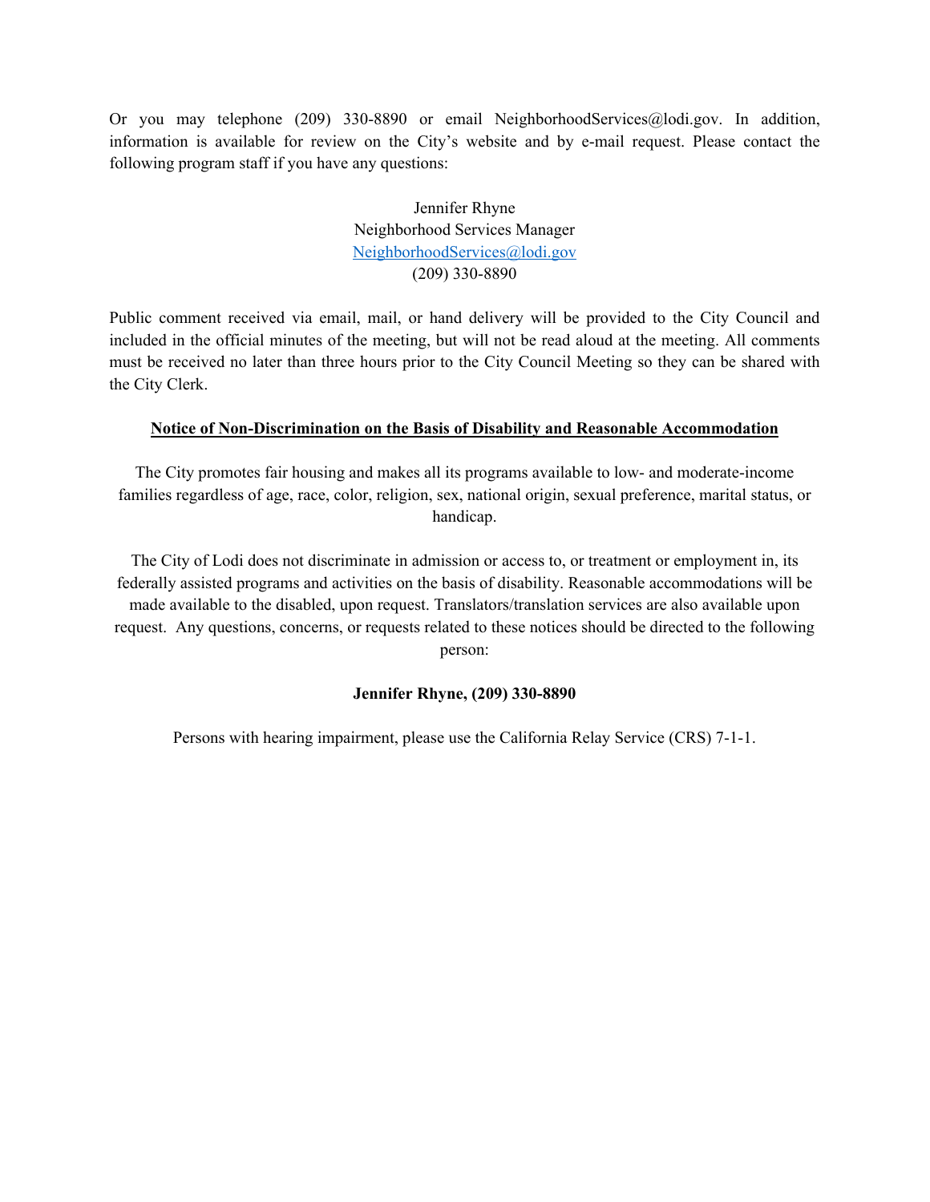Or you may telephone (209) 330-8890 or email NeighborhoodServices@lodi.gov. In addition, information is available for review on the City's website and by e-mail request. Please contact the following program staff if you have any questions:

Jennifer Rhyne
Neighborhood Services Manager
NeighborhoodServices@lodi.gov
(209) 330-8890

Public comment received via email, mail, or hand delivery will be provided to the City Council and included in the official minutes of the meeting, but will not be read aloud at the meeting. All comments must be received no later than three hours prior to the City Council Meeting so they can be shared with the City Clerk.

**Notice of Non-Discrimination on the Basis of Disability and Reasonable Accommodation**

The City promotes fair housing and makes all its programs available to low- and moderate-income families regardless of age, race, color, religion, sex, national origin, sexual preference, marital status, or handicap.

The City of Lodi does not discriminate in admission or access to, or treatment or employment in, its federally assisted programs and activities on the basis of disability. Reasonable accommodations will be made available to the disabled, upon request. Translators/translation services are also available upon request. Any questions, concerns, or requests related to these notices should be directed to the following person:

**Jennifer Rhyne, (209) 330-8890**

Persons with hearing impairment, please use the California Relay Service (CRS) 7-1-1.